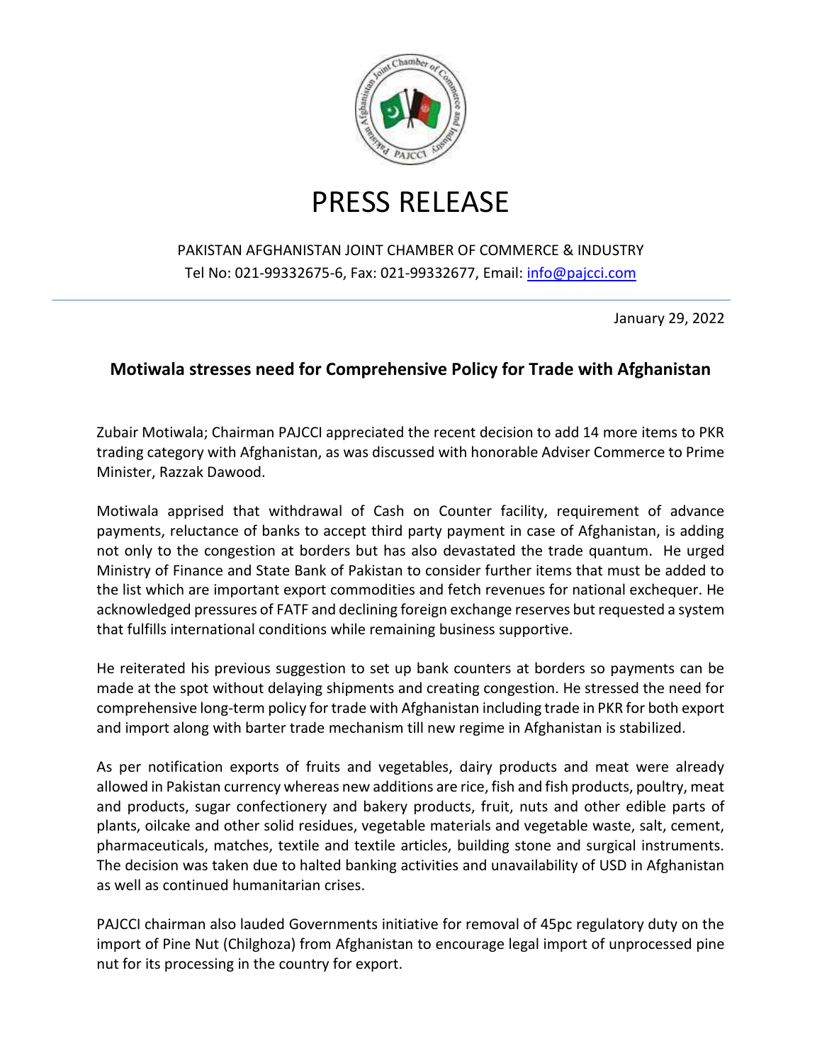# PRESS RELEASE

PAKISTAN AFGHANISTAN JOINT CHAMBER OF COMMERCE & INDUSTRY
Tel No: 021-99332675-6, Fax: 021-99332677, Email: info@pajcci.com

January 29, 2022

## Motiwala stresses need for Comprehensive Policy for Trade with Afghanistan

Zubair Motiwala; Chairman PAJCCI appreciated the recent decision to add 14 more items to PKR trading category with Afghanistan, as was discussed with honorable Adviser Commerce to Prime Minister, Razzak Dawood.

Motiwala apprised that withdrawal of Cash on Counter facility, requirement of advance payments, reluctance of banks to accept third party payment in case of Afghanistan, is adding not only to the congestion at borders but has also devastated the trade quantum. He urged Ministry of Finance and State Bank of Pakistan to consider further items that must be added to the list which are important export commodities and fetch revenues for national exchequer. He acknowledged pressures of FATF and declining foreign exchange reserves but requested a system that fulfills international conditions while remaining business supportive.

He reiterated his previous suggestion to set up bank counters at borders so payments can be made at the spot without delaying shipments and creating congestion. He stressed the need for comprehensive long-term policy for trade with Afghanistan including trade in PKR for both export and import along with barter trade mechanism till new regime in Afghanistan is stabilized.

As per notification exports of fruits and vegetables, dairy products and meat were already allowed in Pakistan currency whereas new additions are rice, fish and fish products, poultry, meat and products, sugar confectionery and bakery products, fruit, nuts and other edible parts of plants, oilcake and other solid residues, vegetable materials and vegetable waste, salt, cement, pharmaceuticals, matches, textile and textile articles, building stone and surgical instruments. The decision was taken due to halted banking activities and unavailability of USD in Afghanistan as well as continued humanitarian crises.

PAJCCI chairman also lauded Governments initiative for removal of 45pc regulatory duty on the import of Pine Nut (Chilghoza) from Afghanistan to encourage legal import of unprocessed pine nut for its processing in the country for export.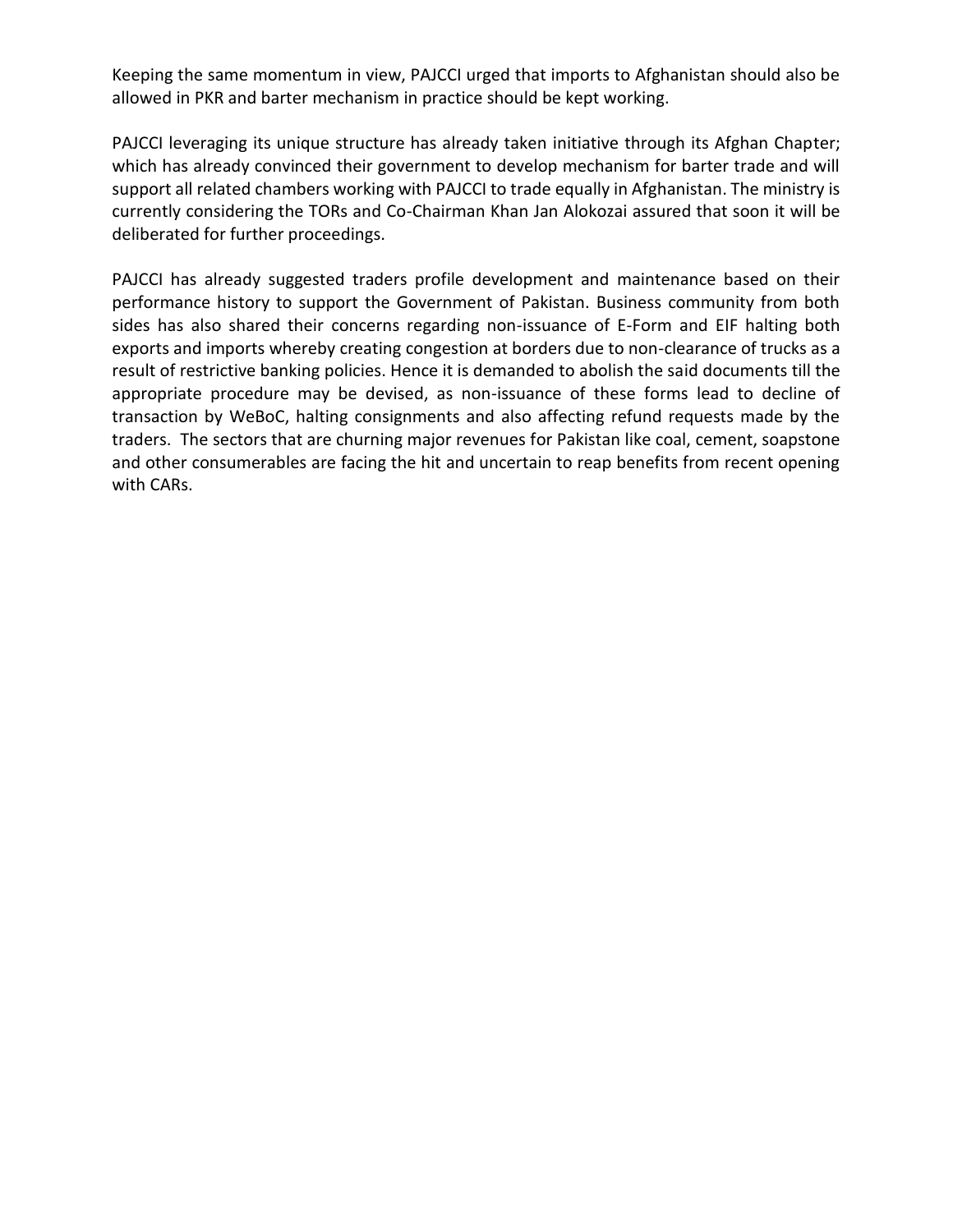Keeping the same momentum in view, PAJCCI urged that imports to Afghanistan should also be allowed in PKR and barter mechanism in practice should be kept working.

PAJCCI leveraging its unique structure has already taken initiative through its Afghan Chapter; which has already convinced their government to develop mechanism for barter trade and will support all related chambers working with PAJCCI to trade equally in Afghanistan. The ministry is currently considering the TORs and Co-Chairman Khan Jan Alokozai assured that soon it will be deliberated for further proceedings.

PAJCCI has already suggested traders profile development and maintenance based on their performance history to support the Government of Pakistan. Business community from both sides has also shared their concerns regarding non-issuance of E-Form and EIF halting both exports and imports whereby creating congestion at borders due to non-clearance of trucks as a result of restrictive banking policies. Hence it is demanded to abolish the said documents till the appropriate procedure may be devised, as non-issuance of these forms lead to decline of transaction by WeBoC, halting consignments and also affecting refund requests made by the traders. The sectors that are churning major revenues for Pakistan like coal, cement, soapstone and other consumerables are facing the hit and uncertain to reap benefits from recent opening with CARs.